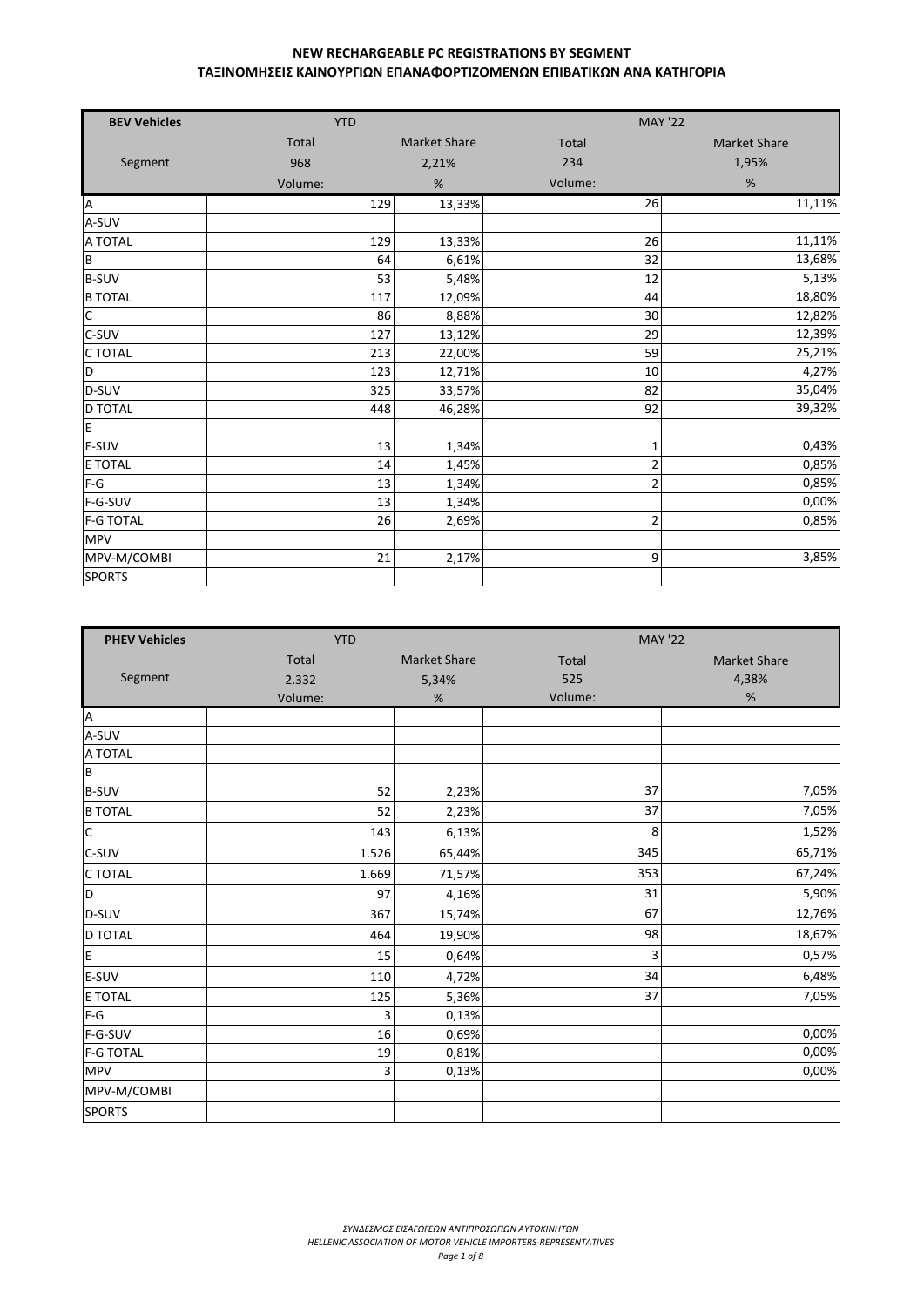# NEW RECHARGEABLE PC REGISTRATIONS BY SEGMENT
# ΤΑΞΙΝΟΜΗΣΕΙΣ ΚΑΙΝΟΥΡΓΙΩΝ ΕΠΑΝΑΦΟΡΤΙΖΟΜΕΝΩΝ ΕΠΙΒΑΤΙΚΩΝ ΑΝΑ ΚΑΤΗΓΟΡΙΑ

| BEV Vehicles | YTD | | MAY '22 | |
|---|---|---|---|---|
| | Total | Market Share | Total | Market Share |
| Segment | 968 | 2,21% | 234 | 1,95% |
| | Volume: | % | Volume: | % |
| A | 129 | 13,33% | 26 | 11,11% |
| A-SUV | | | | |
| A TOTAL | 129 | 13,33% | 26 | 11,11% |
| B | 64 | 6,61% | 32 | 13,68% |
| B-SUV | 53 | 5,48% | 12 | 5,13% |
| B TOTAL | 117 | 12,09% | 44 | 18,80% |
| C | 86 | 8,88% | 30 | 12,82% |
| C-SUV | 127 | 13,12% | 29 | 12,39% |
| C TOTAL | 213 | 22,00% | 59 | 25,21% |
| D | 123 | 12,71% | 10 | 4,27% |
| D-SUV | 325 | 33,57% | 82 | 35,04% |
| D TOTAL | 448 | 46,28% | 92 | 39,32% |
| E | | | | |
| E-SUV | 13 | 1,34% | 1 | 0,43% |
| E TOTAL | 14 | 1,45% | 2 | 0,85% |
| F-G | 13 | 1,34% | 2 | 0,85% |
| F-G-SUV | 13 | 1,34% | | 0,00% |
| F-G TOTAL | 26 | 2,69% | 2 | 0,85% |
| MPV | | | | |
| MPV-M/COMBI | 21 | 2,17% | 9 | 3,85% |
| SPORTS | | | | |

| PHEV Vehicles | YTD | | MAY '22 | |
|---|---|---|---|---|
| | Total | Market Share | Total | Market Share |
| Segment | 2.332 | 5,34% | 525 | 4,38% |
| | Volume: | % | Volume: | % |
| A | | | | |
| A-SUV | | | | |
| A TOTAL | | | | |
| B | | | | |
| B-SUV | 52 | 2,23% | 37 | 7,05% |
| B TOTAL | 52 | 2,23% | 37 | 7,05% |
| C | 143 | 6,13% | 8 | 1,52% |
| C-SUV | 1.526 | 65,44% | 345 | 65,71% |
| C TOTAL | 1.669 | 71,57% | 353 | 67,24% |
| D | 97 | 4,16% | 31 | 5,90% |
| D-SUV | 367 | 15,74% | 67 | 12,76% |
| D TOTAL | 464 | 19,90% | 98 | 18,67% |
| E | 15 | 0,64% | 3 | 0,57% |
| E-SUV | 110 | 4,72% | 34 | 6,48% |
| E TOTAL | 125 | 5,36% | 37 | 7,05% |
| F-G | 3 | 0,13% | | |
| F-G-SUV | 16 | 0,69% | | 0,00% |
| F-G TOTAL | 19 | 0,81% | | 0,00% |
| MPV | 3 | 0,13% | | 0,00% |
| MPV-M/COMBI | | | | |
| SPORTS | | | | |

*ΣΥΝΔΕΣΜΟΣ ΕΙΣΑΓΩΓΕΩΝ ΑΝΤΙΠΡΟΣΩΠΩΝ ΑΥΤΟΚΙΝΗΤΩΝ*
*HELLENIC ASSOCIATION OF MOTOR VEHICLE IMPORTERS-REPRESENTATIVES*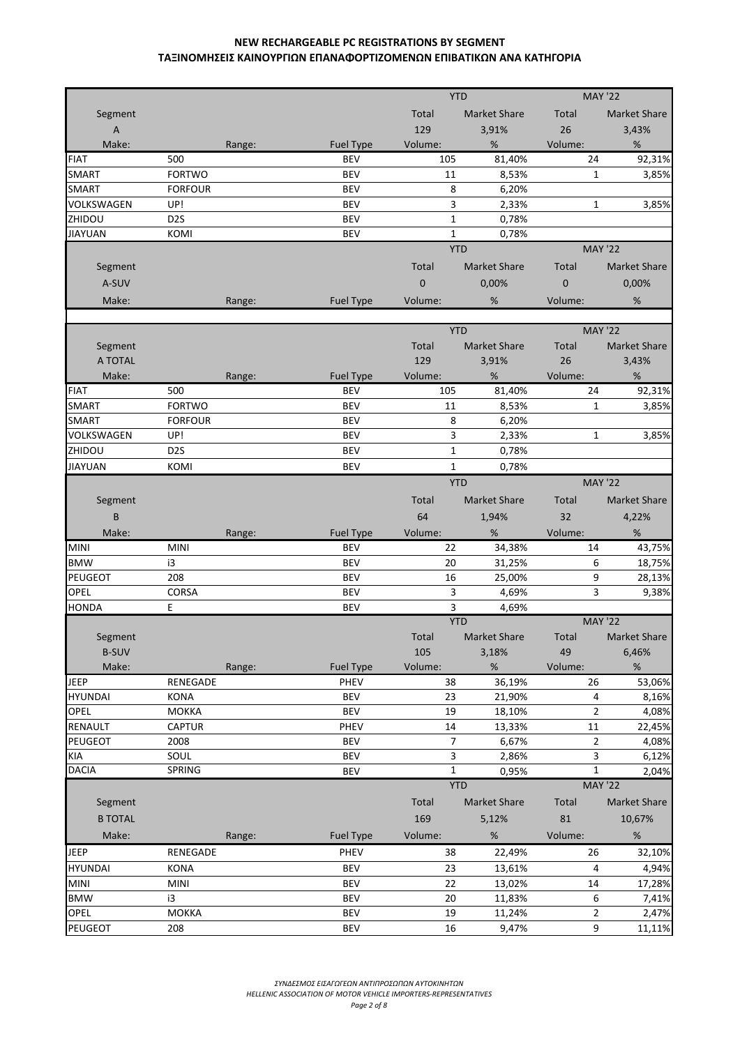# NEW RECHARGEABLE PC REGISTRATIONS BY SEGMENT
# ΤΑΞΙΝΟΜΗΣΕΙΣ ΚΑΙΝΟΥΡΓΙΩΝ ΕΠΑΝΑΦΟΡΤΙΖΟΜΕΝΩΝ ΕΠΙΒΑΤΙΚΩΝ ΑΝΑ ΚΑΤΗΓΟΡΙΑ

| Segment | | Fuel Type | YTD Total | YTD Market Share | MAY '22 Total | MAY '22 Market Share |
|---|---|---|---|---|---|---|
| A | | | 129 | 3,91% | 26 | 3,43% |
| Make: | Range: | Fuel Type | Volume: | % | Volume: | % |
| FIAT | 500 | BEV | 105 | 81,40% | 24 | 92,31% |
| SMART | FORTWO | BEV | 11 | 8,53% | 1 | 3,85% |
| SMART | FORFOUR | BEV | 8 | 6,20% | | |
| VOLKSWAGEN | UP! | BEV | 3 | 2,33% | 1 | 3,85% |
| ZHIDOU | D2S | BEV | 1 | 0,78% | | |
| JIAYUAN | KOMI | BEV | 1 | 0,78% | | |

| Segment | | Fuel Type | YTD Total | YTD Market Share | MAY '22 Total | MAY '22 Market Share |
|---|---|---|---|---|---|---|
| A-SUV | | | 0 | 0,00% | 0 | 0,00% |
| Make: | Range: | Fuel Type | Volume: | % | Volume: | % |

| Segment | | Fuel Type | YTD Total | YTD Market Share | MAY '22 Total | MAY '22 Market Share |
|---|---|---|---|---|---|---|
| A TOTAL | | | 129 | 3,91% | 26 | 3,43% |
| Make: | Range: | Fuel Type | Volume: | % | Volume: | % |
| FIAT | 500 | BEV | 105 | 81,40% | 24 | 92,31% |
| SMART | FORTWO | BEV | 11 | 8,53% | 1 | 3,85% |
| SMART | FORFOUR | BEV | 8 | 6,20% | | |
| VOLKSWAGEN | UP! | BEV | 3 | 2,33% | 1 | 3,85% |
| ZHIDOU | D2S | BEV | 1 | 0,78% | | |
| JIAYUAN | KOMI | BEV | 1 | 0,78% | | |

| Segment | | Fuel Type | YTD Total | YTD Market Share | MAY '22 Total | MAY '22 Market Share |
|---|---|---|---|---|---|---|
| B | | | 64 | 1,94% | 32 | 4,22% |
| Make: | Range: | Fuel Type | Volume: | % | Volume: | % |
| MINI | MINI | BEV | 22 | 34,38% | 14 | 43,75% |
| BMW | i3 | BEV | 20 | 31,25% | 6 | 18,75% |
| PEUGEOT | 208 | BEV | 16 | 25,00% | 9 | 28,13% |
| OPEL | CORSA | BEV | 3 | 4,69% | 3 | 9,38% |
| HONDA | E | BEV | 3 | 4,69% | | |

| Segment | | Fuel Type | YTD Total | YTD Market Share | MAY '22 Total | MAY '22 Market Share |
|---|---|---|---|---|---|---|
| B-SUV | | | 105 | 3,18% | 49 | 6,46% |
| Make: | Range: | Fuel Type | Volume: | % | Volume: | % |
| JEEP | RENEGADE | PHEV | 38 | 36,19% | 26 | 53,06% |
| HYUNDAI | KONA | BEV | 23 | 21,90% | 4 | 8,16% |
| OPEL | MOKKA | BEV | 19 | 18,10% | 2 | 4,08% |
| RENAULT | CAPTUR | PHEV | 14 | 13,33% | 11 | 22,45% |
| PEUGEOT | 2008 | BEV | 7 | 6,67% | 2 | 4,08% |
| KIA | SOUL | BEV | 3 | 2,86% | 3 | 6,12% |
| DACIA | SPRING | BEV | 1 | 0,95% | 1 | 2,04% |

| Segment | | Fuel Type | YTD Total | YTD Market Share | MAY '22 Total | MAY '22 Market Share |
|---|---|---|---|---|---|---|
| B TOTAL | | | 169 | 5,12% | 81 | 10,67% |
| Make: | Range: | Fuel Type | Volume: | % | Volume: | % |
| JEEP | RENEGADE | PHEV | 38 | 22,49% | 26 | 32,10% |
| HYUNDAI | KONA | BEV | 23 | 13,61% | 4 | 4,94% |
| MINI | MINI | BEV | 22 | 13,02% | 14 | 17,28% |
| BMW | i3 | BEV | 20 | 11,83% | 6 | 7,41% |
| OPEL | MOKKA | BEV | 19 | 11,24% | 2 | 2,47% |
| PEUGEOT | 208 | BEV | 16 | 9,47% | 9 | 11,11% |

*ΣΥΝΔΕΣΜΟΣ ΕΙΣΑΓΩΓΕΩΝ ΑΝΤΙΠΡΟΣΩΠΩΝ ΑΥΤΟΚΙΝΗΤΩΝ*
*HELLENIC ASSOCIATION OF MOTOR VEHICLE IMPORTERS-REPRESENTATIVES*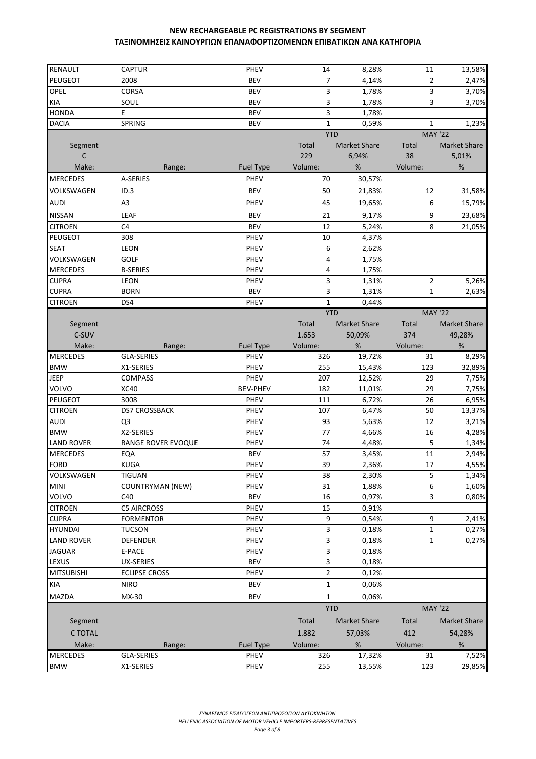**NEW RECHARGEABLE PC REGISTRATIONS BY SEGMENT**
**ΤΑΞΙΝΟΜΗΣΕΙΣ ΚΑΙΝΟΥΡΓΙΩΝ ΕΠΑΝΑΦΟΡΤΙΖΟΜΕΝΩΝ ΕΠΙΒΑΤΙΚΩΝ ΑΝΑ ΚΑΤΗΓΟΡΙΑ**

| | | | | | | |
|---|---|---|---|---|---|---|
| RENAULT | CAPTUR | PHEV | 14 | 8,28% | 11 | 13,58% |
| PEUGEOT | 2008 | BEV | 7 | 4,14% | 2 | 2,47% |
| OPEL | CORSA | BEV | 3 | 1,78% | 3 | 3,70% |
| KIA | SOUL | BEV | 3 | 1,78% | 3 | 3,70% |
| HONDA | E | BEV | 3 | 1,78% | | |
| DACIA | SPRING | BEV | 1 | 0,59% | 1 | 1,23% |

| | | | YTD | | MAY '22 | |
|---|---|---|---|---|---|---|
| Segment | | | Total | Market Share | Total | Market Share |
| C | | | 229 | 6,94% | 38 | 5,01% |
| Make: | Range: | Fuel Type | Volume: | % | Volume: | % |
| MERCEDES | A-SERIES | PHEV | 70 | 30,57% | | |
| VOLKSWAGEN | ID.3 | BEV | 50 | 21,83% | 12 | 31,58% |
| AUDI | A3 | PHEV | 45 | 19,65% | 6 | 15,79% |
| NISSAN | LEAF | BEV | 21 | 9,17% | 9 | 23,68% |
| CITROEN | C4 | BEV | 12 | 5,24% | 8 | 21,05% |
| PEUGEOT | 308 | PHEV | 10 | 4,37% | | |
| SEAT | LEON | PHEV | 6 | 2,62% | | |
| VOLKSWAGEN | GOLF | PHEV | 4 | 1,75% | | |
| MERCEDES | B-SERIES | PHEV | 4 | 1,75% | | |
| CUPRA | LEON | PHEV | 3 | 1,31% | 2 | 5,26% |
| CUPRA | BORN | BEV | 3 | 1,31% | 1 | 2,63% |
| CITROEN | DS4 | PHEV | 1 | 0,44% | | |

| | | | YTD | | MAY '22 | |
|---|---|---|---|---|---|---|
| Segment | | | Total | Market Share | Total | Market Share |
| C-SUV | | | 1.653 | 50,09% | 374 | 49,28% |
| Make: | Range: | Fuel Type | Volume: | % | Volume: | % |
| MERCEDES | GLA-SERIES | PHEV | 326 | 19,72% | 31 | 8,29% |
| BMW | X1-SERIES | PHEV | 255 | 15,43% | 123 | 32,89% |
| JEEP | COMPASS | PHEV | 207 | 12,52% | 29 | 7,75% |
| VOLVO | XC40 | BEV-PHEV | 182 | 11,01% | 29 | 7,75% |
| PEUGEOT | 3008 | PHEV | 111 | 6,72% | 26 | 6,95% |
| CITROEN | DS7 CROSSBACK | PHEV | 107 | 6,47% | 50 | 13,37% |
| AUDI | Q3 | PHEV | 93 | 5,63% | 12 | 3,21% |
| BMW | X2-SERIES | PHEV | 77 | 4,66% | 16 | 4,28% |
| LAND ROVER | RANGE ROVER EVOQUE | PHEV | 74 | 4,48% | 5 | 1,34% |
| MERCEDES | EQA | BEV | 57 | 3,45% | 11 | 2,94% |
| FORD | KUGA | PHEV | 39 | 2,36% | 17 | 4,55% |
| VOLKSWAGEN | TIGUAN | PHEV | 38 | 2,30% | 5 | 1,34% |
| MINI | COUNTRYMAN (NEW) | PHEV | 31 | 1,88% | 6 | 1,60% |
| VOLVO | C40 | BEV | 16 | 0,97% | 3 | 0,80% |
| CITROEN | C5 AIRCROSS | PHEV | 15 | 0,91% | | |
| CUPRA | FORMENTOR | PHEV | 9 | 0,54% | 9 | 2,41% |
| HYUNDAI | TUCSON | PHEV | 3 | 0,18% | 1 | 0,27% |
| LAND ROVER | DEFENDER | PHEV | 3 | 0,18% | 1 | 0,27% |
| JAGUAR | E-PACE | PHEV | 3 | 0,18% | | |
| LEXUS | UX-SERIES | BEV | 3 | 0,18% | | |
| MITSUBISHI | ECLIPSE CROSS | PHEV | 2 | 0,12% | | |
| KIA | NIRO | BEV | 1 | 0,06% | | |
| MAZDA | MX-30 | BEV | 1 | 0,06% | | |

| | | | YTD | | MAY '22 | |
|---|---|---|---|---|---|---|
| Segment | | | Total | Market Share | Total | Market Share |
| C TOTAL | | | 1.882 | 57,03% | 412 | 54,28% |
| Make: | Range: | Fuel Type | Volume: | % | Volume: | % |
| MERCEDES | GLA-SERIES | PHEV | 326 | 17,32% | 31 | 7,52% |
| BMW | X1-SERIES | PHEV | 255 | 13,55% | 123 | 29,85% |

*ΣΥΝΔΕΣΜΟΣ ΕΙΣΑΓΩΓΕΩΝ ΑΝΤΙΠΡΟΣΩΠΩΝ ΑΥΤΟΚΙΝΗΤΩΝ*
*HELLENIC ASSOCIATION OF MOTOR VEHICLE IMPORTERS-REPRESENTATIVES*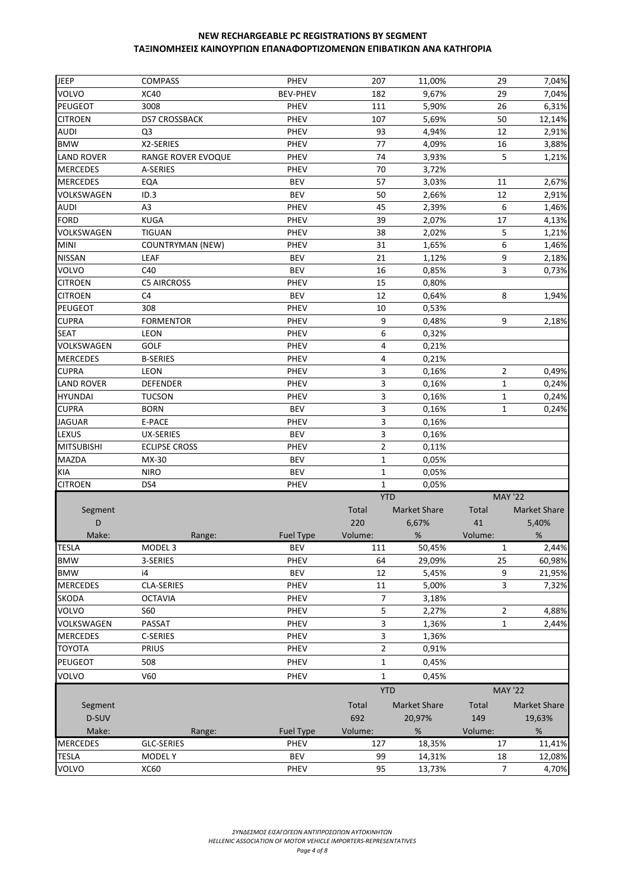## NEW RECHARGEABLE PC REGISTRATIONS BY SEGMENT
## ΤΑΞΙΝΟΜΗΣΕΙΣ ΚΑΙΝΟΥΡΓΙΩΝ ΕΠΑΝΑΦΟΡΤΙΖΟΜΕΝΩΝ ΕΠΙΒΑΤΙΚΩΝ ΑΝΑ ΚΑΤΗΓΟΡΙΑ

| | | | | | | |
|---|---|---|---|---|---|---|
| JEEP | COMPASS | PHEV | 207 | 11,00% | 29 | 7,04% |
| VOLVO | XC40 | BEV-PHEV | 182 | 9,67% | 29 | 7,04% |
| PEUGEOT | 3008 | PHEV | 111 | 5,90% | 26 | 6,31% |
| CITROEN | DS7 CROSSBACK | PHEV | 107 | 5,69% | 50 | 12,14% |
| AUDI | Q3 | PHEV | 93 | 4,94% | 12 | 2,91% |
| BMW | X2-SERIES | PHEV | 77 | 4,09% | 16 | 3,88% |
| LAND ROVER | RANGE ROVER EVOQUE | PHEV | 74 | 3,93% | 5 | 1,21% |
| MERCEDES | A-SERIES | PHEV | 70 | 3,72% | | |
| MERCEDES | EQA | BEV | 57 | 3,03% | 11 | 2,67% |
| VOLKSWAGEN | ID.3 | BEV | 50 | 2,66% | 12 | 2,91% |
| AUDI | A3 | PHEV | 45 | 2,39% | 6 | 1,46% |
| FORD | KUGA | PHEV | 39 | 2,07% | 17 | 4,13% |
| VOLKSWAGEN | TIGUAN | PHEV | 38 | 2,02% | 5 | 1,21% |
| MINI | COUNTRYMAN (NEW) | PHEV | 31 | 1,65% | 6 | 1,46% |
| NISSAN | LEAF | BEV | 21 | 1,12% | 9 | 2,18% |
| VOLVO | C40 | BEV | 16 | 0,85% | 3 | 0,73% |
| CITROEN | C5 AIRCROSS | PHEV | 15 | 0,80% | | |
| CITROEN | C4 | BEV | 12 | 0,64% | 8 | 1,94% |
| PEUGEOT | 308 | PHEV | 10 | 0,53% | | |
| CUPRA | FORMENTOR | PHEV | 9 | 0,48% | 9 | 2,18% |
| SEAT | LEON | PHEV | 6 | 0,32% | | |
| VOLKSWAGEN | GOLF | PHEV | 4 | 0,21% | | |
| MERCEDES | B-SERIES | PHEV | 4 | 0,21% | | |
| CUPRA | LEON | PHEV | 3 | 0,16% | 2 | 0,49% |
| LAND ROVER | DEFENDER | PHEV | 3 | 0,16% | 1 | 0,24% |
| HYUNDAI | TUCSON | PHEV | 3 | 0,16% | 1 | 0,24% |
| CUPRA | BORN | BEV | 3 | 0,16% | 1 | 0,24% |
| JAGUAR | E-PACE | PHEV | 3 | 0,16% | | |
| LEXUS | UX-SERIES | BEV | 3 | 0,16% | | |
| MITSUBISHI | ECLIPSE CROSS | PHEV | 2 | 0,11% | | |
| MAZDA | MX-30 | BEV | 1 | 0,05% | | |
| KIA | NIRO | BEV | 1 | 0,05% | | |
| CITROEN | DS4 | PHEV | 1 | 0,05% | | |

| | | | YTD | | MAY '22 | |
|---|---|---|---|---|---|---|
| Segment | | | Total | Market Share | Total | Market Share |
| D | | | 220 | 6,67% | 41 | 5,40% |
| Make: | Range: | Fuel Type | Volume: | % | Volume: | % |
| TESLA | MODEL 3 | BEV | 111 | 50,45% | 1 | 2,44% |
| BMW | 3-SERIES | PHEV | 64 | 29,09% | 25 | 60,98% |
| BMW | i4 | BEV | 12 | 5,45% | 9 | 21,95% |
| MERCEDES | CLA-SERIES | PHEV | 11 | 5,00% | 3 | 7,32% |
| SKODA | OCTAVIA | PHEV | 7 | 3,18% | | |
| VOLVO | S60 | PHEV | 5 | 2,27% | 2 | 4,88% |
| VOLKSWAGEN | PASSAT | PHEV | 3 | 1,36% | 1 | 2,44% |
| MERCEDES | C-SERIES | PHEV | 3 | 1,36% | | |
| TOYOTA | PRIUS | PHEV | 2 | 0,91% | | |
| PEUGEOT | 508 | PHEV | 1 | 0,45% | | |
| VOLVO | V60 | PHEV | 1 | 0,45% | | |

| | | | YTD | | MAY '22 | |
|---|---|---|---|---|---|---|
| Segment | | | Total | Market Share | Total | Market Share |
| D-SUV | | | 692 | 20,97% | 149 | 19,63% |
| Make: | Range: | Fuel Type | Volume: | % | Volume: | % |
| MERCEDES | GLC-SERIES | PHEV | 127 | 18,35% | 17 | 11,41% |
| TESLA | MODEL Y | BEV | 99 | 14,31% | 18 | 12,08% |
| VOLVO | XC60 | PHEV | 95 | 13,73% | 7 | 4,70% |

*ΣΥΝΔΕΣΜΟΣ ΕΙΣΑΓΩΓΕΩΝ ΑΝΤΙΠΡΟΣΩΠΩΝ ΑΥΤΟΚΙΝΗΤΩΝ*
*HELLENIC ASSOCIATION OF MOTOR VEHICLE IMPORTERS-REPRESENTATIVES*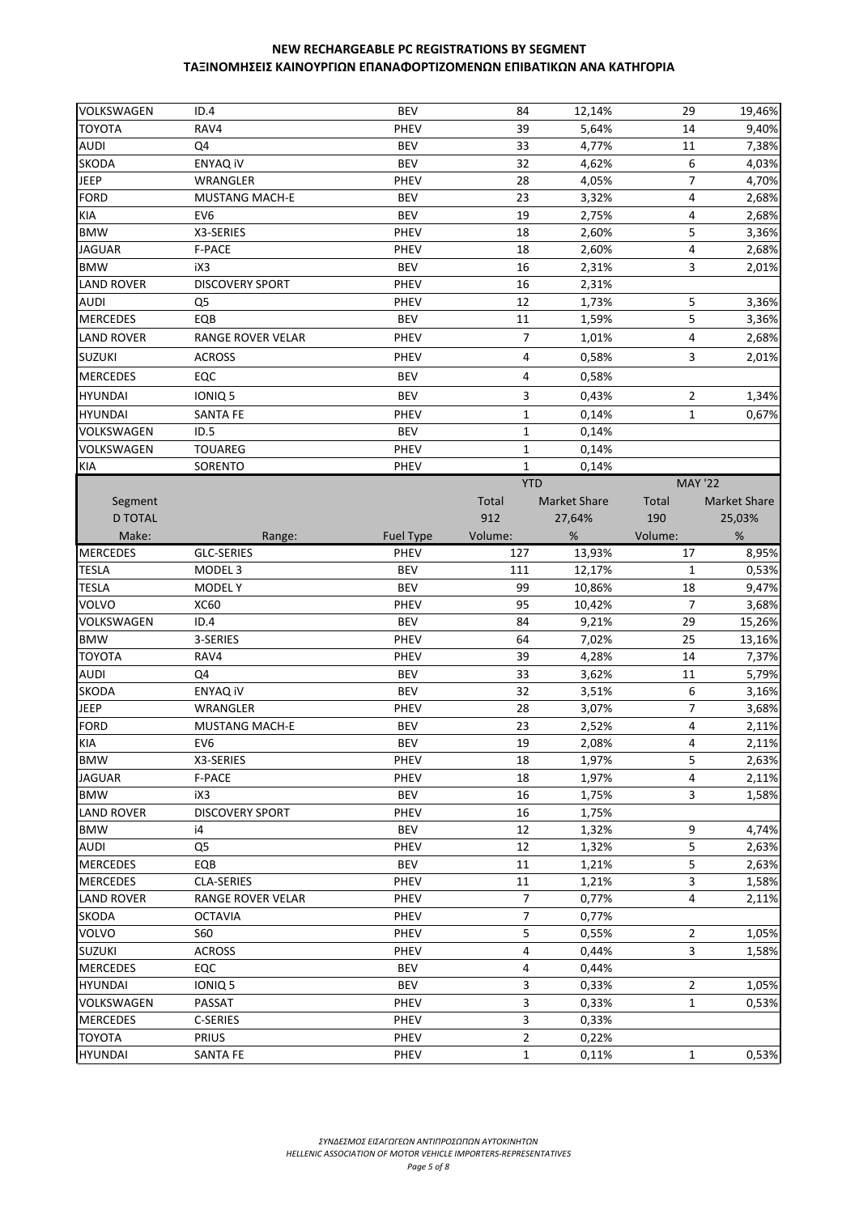# NEW RECHARGEABLE PC REGISTRATIONS BY SEGMENT
# ΤΑΞΙΝΟΜΗΣΕΙΣ ΚΑΙΝΟΥΡΓΙΩΝ ΕΠΑΝΑΦΟΡΤΙΖΟΜΕΝΩΝ ΕΠΙΒΑΤΙΚΩΝ ΑΝΑ ΚΑΤΗΓΟΡΙΑ

| | | | | | | |
|---|---|---|---|---|---|---|
| VOLKSWAGEN | ID.4 | BEV | 84 | 12,14% | 29 | 19,46% |
| TOYOTA | RAV4 | PHEV | 39 | 5,64% | 14 | 9,40% |
| AUDI | Q4 | BEV | 33 | 4,77% | 11 | 7,38% |
| SKODA | ENYAQ iV | BEV | 32 | 4,62% | 6 | 4,03% |
| JEEP | WRANGLER | PHEV | 28 | 4,05% | 7 | 4,70% |
| FORD | MUSTANG MACH-E | BEV | 23 | 3,32% | 4 | 2,68% |
| KIA | EV6 | BEV | 19 | 2,75% | 4 | 2,68% |
| BMW | X3-SERIES | PHEV | 18 | 2,60% | 5 | 3,36% |
| JAGUAR | F-PACE | PHEV | 18 | 2,60% | 4 | 2,68% |
| BMW | iX3 | BEV | 16 | 2,31% | 3 | 2,01% |
| LAND ROVER | DISCOVERY SPORT | PHEV | 16 | 2,31% | | |
| AUDI | Q5 | PHEV | 12 | 1,73% | 5 | 3,36% |
| MERCEDES | EQB | BEV | 11 | 1,59% | 5 | 3,36% |
| LAND ROVER | RANGE ROVER VELAR | PHEV | 7 | 1,01% | 4 | 2,68% |
| SUZUKI | ACROSS | PHEV | 4 | 0,58% | 3 | 2,01% |
| MERCEDES | EQC | BEV | 4 | 0,58% | | |
| HYUNDAI | IONIQ 5 | BEV | 3 | 0,43% | 2 | 1,34% |
| HYUNDAI | SANTA FE | PHEV | 1 | 0,14% | 1 | 0,67% |
| VOLKSWAGEN | ID.5 | BEV | 1 | 0,14% | | |
| VOLKSWAGEN | TOUAREG | PHEV | 1 | 0,14% | | |
| KIA | SORENTO | PHEV | 1 | 0,14% | | |

| | | | YTD | | MAY '22 | |
|---|---|---|---|---|---|---|
| Segment | | | Total | Market Share | Total | Market Share |
| D TOTAL | | | 912 | 27,64% | 190 | 25,03% |
| Make: | Range: | Fuel Type | Volume: | % | Volume: | % |
| MERCEDES | GLC-SERIES | PHEV | 127 | 13,93% | 17 | 8,95% |
| TESLA | MODEL 3 | BEV | 111 | 12,17% | 1 | 0,53% |
| TESLA | MODEL Y | BEV | 99 | 10,86% | 18 | 9,47% |
| VOLVO | XC60 | PHEV | 95 | 10,42% | 7 | 3,68% |
| VOLKSWAGEN | ID.4 | BEV | 84 | 9,21% | 29 | 15,26% |
| BMW | 3-SERIES | PHEV | 64 | 7,02% | 25 | 13,16% |
| TOYOTA | RAV4 | PHEV | 39 | 4,28% | 14 | 7,37% |
| AUDI | Q4 | BEV | 33 | 3,62% | 11 | 5,79% |
| SKODA | ENYAQ iV | BEV | 32 | 3,51% | 6 | 3,16% |
| JEEP | WRANGLER | PHEV | 28 | 3,07% | 7 | 3,68% |
| FORD | MUSTANG MACH-E | BEV | 23 | 2,52% | 4 | 2,11% |
| KIA | EV6 | BEV | 19 | 2,08% | 4 | 2,11% |
| BMW | X3-SERIES | PHEV | 18 | 1,97% | 5 | 2,63% |
| JAGUAR | F-PACE | PHEV | 18 | 1,97% | 4 | 2,11% |
| BMW | iX3 | BEV | 16 | 1,75% | 3 | 1,58% |
| LAND ROVER | DISCOVERY SPORT | PHEV | 16 | 1,75% | | |
| BMW | i4 | BEV | 12 | 1,32% | 9 | 4,74% |
| AUDI | Q5 | PHEV | 12 | 1,32% | 5 | 2,63% |
| MERCEDES | EQB | BEV | 11 | 1,21% | 5 | 2,63% |
| MERCEDES | CLA-SERIES | PHEV | 11 | 1,21% | 3 | 1,58% |
| LAND ROVER | RANGE ROVER VELAR | PHEV | 7 | 0,77% | 4 | 2,11% |
| SKODA | OCTAVIA | PHEV | 7 | 0,77% | | |
| VOLVO | S60 | PHEV | 5 | 0,55% | 2 | 1,05% |
| SUZUKI | ACROSS | PHEV | 4 | 0,44% | 3 | 1,58% |
| MERCEDES | EQC | BEV | 4 | 0,44% | | |
| HYUNDAI | IONIQ 5 | BEV | 3 | 0,33% | 2 | 1,05% |
| VOLKSWAGEN | PASSAT | PHEV | 3 | 0,33% | 1 | 0,53% |
| MERCEDES | C-SERIES | PHEV | 3 | 0,33% | | |
| TOYOTA | PRIUS | PHEV | 2 | 0,22% | | |
| HYUNDAI | SANTA FE | PHEV | 1 | 0,11% | 1 | 0,53% |

*ΣΥΝΔΕΣΜΟΣ ΕΙΣΑΓΩΓΕΩΝ ΑΝΤΙΠΡΟΣΩΠΩΝ ΑΥΤΟΚΙΝΗΤΩΝ*
*HELLENIC ASSOCIATION OF MOTOR VEHICLE IMPORTERS-REPRESENTATIVES*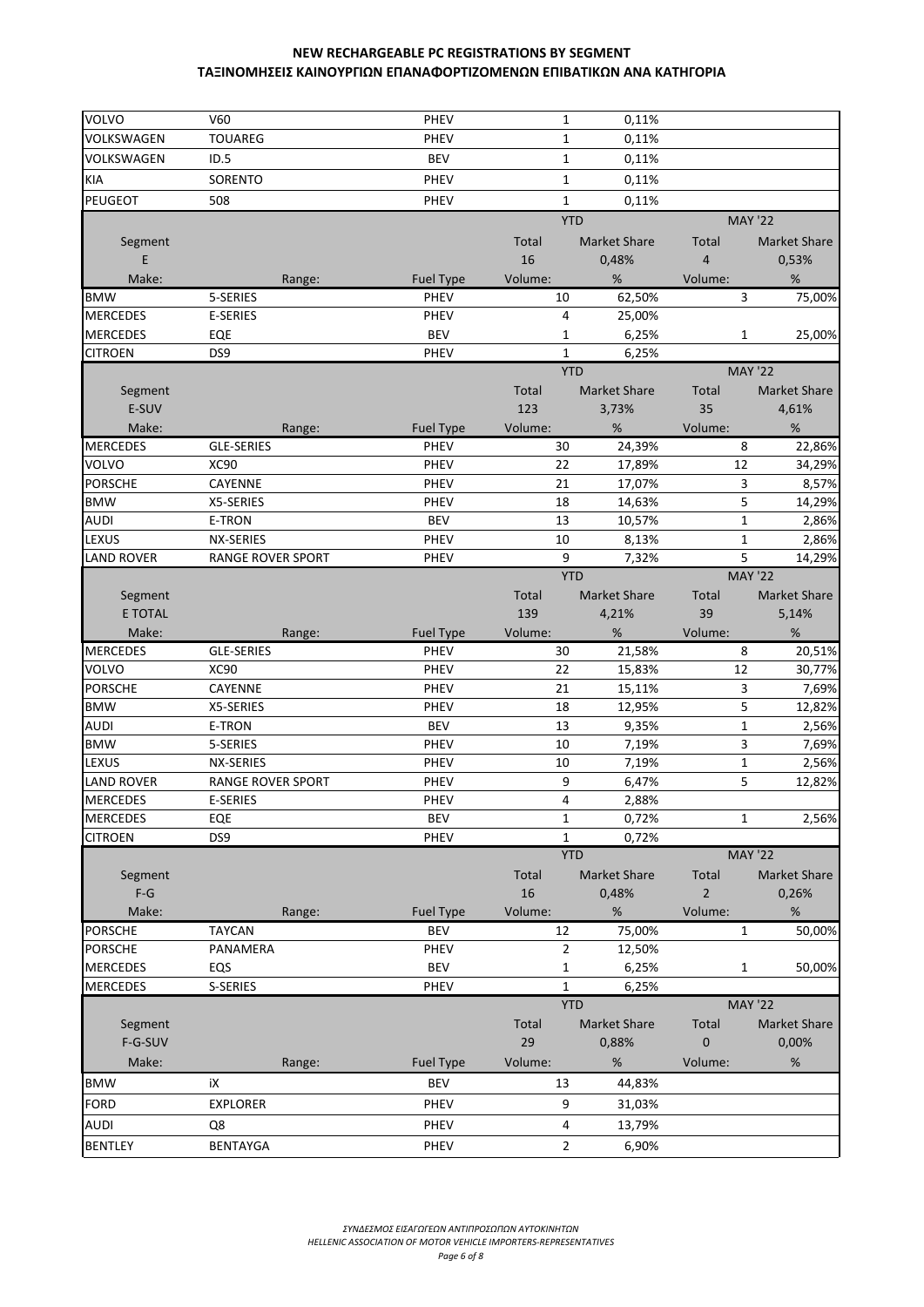## NEW RECHARGEABLE PC REGISTRATIONS BY SEGMENT
## ΤΑΞΙΝΟΜΗΣΕΙΣ ΚΑΙΝΟΥΡΓΙΩΝ ΕΠΑΝΑΦΟΡΤΙΖΟΜΕΝΩΝ ΕΠΙΒΑΤΙΚΩΝ ΑΝΑ ΚΑΤΗΓΟΡΙΑ

| | | | | | | |
|---|---|---|---|---|---|---|
| VOLVO | V60 | PHEV | 1 | 0,11% | | |
| VOLKSWAGEN | TOUAREG | PHEV | 1 | 0,11% | | |
| VOLKSWAGEN | ID.5 | BEV | 1 | 0,11% | | |
| KIA | SORENTO | PHEV | 1 | 0,11% | | |
| PEUGEOT | 508 | PHEV | 1 | 0,11% | | |

| Segment | | | YTD | | MAY '22 | |
|---|---|---|---|---|---|---|
| | | | Total | Market Share | Total | Market Share |
| E | | | 16 | 0,48% | 4 | 0,53% |
| Make: | Range: | Fuel Type | Volume: | % | Volume: | % |
| BMW | 5-SERIES | PHEV | 10 | 62,50% | 3 | 75,00% |
| MERCEDES | E-SERIES | PHEV | 4 | 25,00% | | |
| MERCEDES | EQE | BEV | 1 | 6,25% | 1 | 25,00% |
| CITROEN | DS9 | PHEV | 1 | 6,25% | | |

| Segment | | | YTD | | MAY '22 | |
|---|---|---|---|---|---|---|
| | | | Total | Market Share | Total | Market Share |
| E-SUV | | | 123 | 3,73% | 35 | 4,61% |
| Make: | Range: | Fuel Type | Volume: | % | Volume: | % |
| MERCEDES | GLE-SERIES | PHEV | 30 | 24,39% | 8 | 22,86% |
| VOLVO | XC90 | PHEV | 22 | 17,89% | 12 | 34,29% |
| PORSCHE | CAYENNE | PHEV | 21 | 17,07% | 3 | 8,57% |
| BMW | X5-SERIES | PHEV | 18 | 14,63% | 5 | 14,29% |
| AUDI | E-TRON | BEV | 13 | 10,57% | 1 | 2,86% |
| LEXUS | NX-SERIES | PHEV | 10 | 8,13% | 1 | 2,86% |
| LAND ROVER | RANGE ROVER SPORT | PHEV | 9 | 7,32% | 5 | 14,29% |

| Segment | | | YTD | | MAY '22 | |
|---|---|---|---|---|---|---|
| | | | Total | Market Share | Total | Market Share |
| E TOTAL | | | 139 | 4,21% | 39 | 5,14% |
| Make: | Range: | Fuel Type | Volume: | % | Volume: | % |
| MERCEDES | GLE-SERIES | PHEV | 30 | 21,58% | 8 | 20,51% |
| VOLVO | XC90 | PHEV | 22 | 15,83% | 12 | 30,77% |
| PORSCHE | CAYENNE | PHEV | 21 | 15,11% | 3 | 7,69% |
| BMW | X5-SERIES | PHEV | 18 | 12,95% | 5 | 12,82% |
| AUDI | E-TRON | BEV | 13 | 9,35% | 1 | 2,56% |
| BMW | 5-SERIES | PHEV | 10 | 7,19% | 3 | 7,69% |
| LEXUS | NX-SERIES | PHEV | 10 | 7,19% | 1 | 2,56% |
| LAND ROVER | RANGE ROVER SPORT | PHEV | 9 | 6,47% | 5 | 12,82% |
| MERCEDES | E-SERIES | PHEV | 4 | 2,88% | | |
| MERCEDES | EQE | BEV | 1 | 0,72% | 1 | 2,56% |
| CITROEN | DS9 | PHEV | 1 | 0,72% | | |

| Segment | | | YTD | | MAY '22 | |
|---|---|---|---|---|---|---|
| | | | Total | Market Share | Total | Market Share |
| F-G | | | 16 | 0,48% | 2 | 0,26% |
| Make: | Range: | Fuel Type | Volume: | % | Volume: | % |
| PORSCHE | TAYCAN | BEV | 12 | 75,00% | 1 | 50,00% |
| PORSCHE | PANAMERA | PHEV | 2 | 12,50% | | |
| MERCEDES | EQS | BEV | 1 | 6,25% | 1 | 50,00% |
| MERCEDES | S-SERIES | PHEV | 1 | 6,25% | | |

| Segment | | | YTD | | MAY '22 | |
|---|---|---|---|---|---|---|
| | | | Total | Market Share | Total | Market Share |
| F-G-SUV | | | 29 | 0,88% | 0 | 0,00% |
| Make: | Range: | Fuel Type | Volume: | % | Volume: | % |
| BMW | iX | BEV | 13 | 44,83% | | |
| FORD | EXPLORER | PHEV | 9 | 31,03% | | |
| AUDI | Q8 | PHEV | 4 | 13,79% | | |
| BENTLEY | BENTAYGA | PHEV | 2 | 6,90% | | |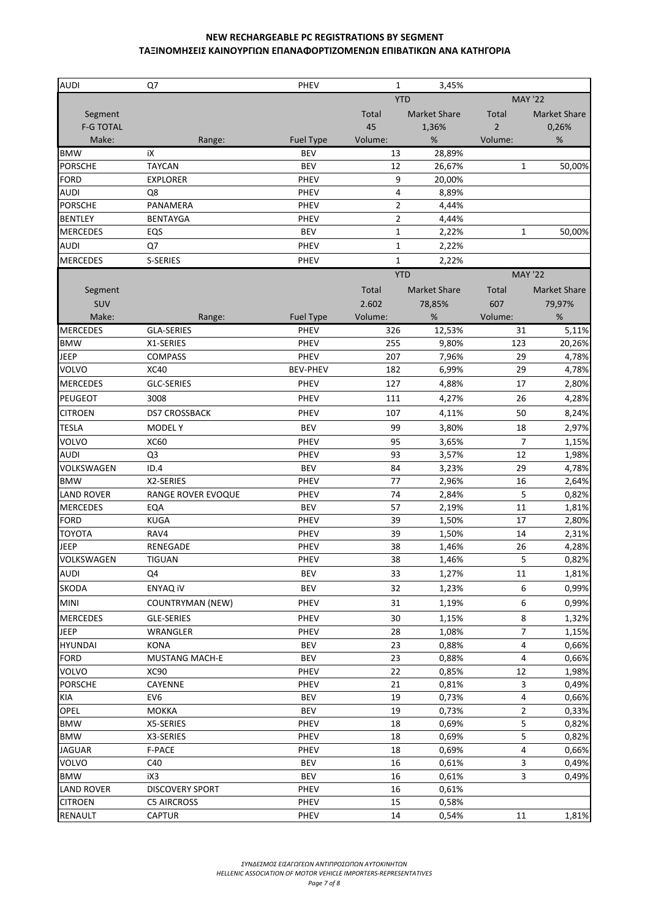# NEW RECHARGEABLE PC REGISTRATIONS BY SEGMENT
# ΤΑΞΙΝΟΜΗΣΕΙΣ ΚΑΙΝΟΥΡΓΙΩΝ ΕΠΑΝΑΦΟΡΤΙΖΟΜΕΝΩΝ ΕΠΙΒΑΤΙΚΩΝ ΑΝΑ ΚΑΤΗΓΟΡΙΑ

| AUDI | Q7 | PHEV | 1 | 3,45% | | |
|---|---|---|---|---|---|---|

| | | | YTD | | MAY '22 | |
|---|---|---|---|---|---|---|
| Segment | | | Total | Market Share | Total | Market Share |
| F-G TOTAL | | | 45 | 1,36% | 2 | 0,26% |
| Make: | Range: | Fuel Type | Volume: | % | Volume: | % |
| BMW | iX | BEV | 13 | 28,89% | | |
| PORSCHE | TAYCAN | BEV | 12 | 26,67% | 1 | 50,00% |
| FORD | EXPLORER | PHEV | 9 | 20,00% | | |
| AUDI | Q8 | PHEV | 4 | 8,89% | | |
| PORSCHE | PANAMERA | PHEV | 2 | 4,44% | | |
| BENTLEY | BENTAYGA | PHEV | 2 | 4,44% | | |
| MERCEDES | EQS | BEV | 1 | 2,22% | 1 | 50,00% |
| AUDI | Q7 | PHEV | 1 | 2,22% | | |
| MERCEDES | S-SERIES | PHEV | 1 | 2,22% | | |

| | | | YTD | | MAY '22 | |
|---|---|---|---|---|---|---|
| Segment | | | Total | Market Share | Total | Market Share |
| SUV | | | 2.602 | 78,85% | 607 | 79,97% |
| Make: | Range: | Fuel Type | Volume: | % | Volume: | % |
| MERCEDES | GLA-SERIES | PHEV | 326 | 12,53% | 31 | 5,11% |
| BMW | X1-SERIES | PHEV | 255 | 9,80% | 123 | 20,26% |
| JEEP | COMPASS | PHEV | 207 | 7,96% | 29 | 4,78% |
| VOLVO | XC40 | BEV-PHEV | 182 | 6,99% | 29 | 4,78% |
| MERCEDES | GLC-SERIES | PHEV | 127 | 4,88% | 17 | 2,80% |
| PEUGEOT | 3008 | PHEV | 111 | 4,27% | 26 | 4,28% |
| CITROEN | DS7 CROSSBACK | PHEV | 107 | 4,11% | 50 | 8,24% |
| TESLA | MODEL Y | BEV | 99 | 3,80% | 18 | 2,97% |
| VOLVO | XC60 | PHEV | 95 | 3,65% | 7 | 1,15% |
| AUDI | Q3 | PHEV | 93 | 3,57% | 12 | 1,98% |
| VOLKSWAGEN | ID.4 | BEV | 84 | 3,23% | 29 | 4,78% |
| BMW | X2-SERIES | PHEV | 77 | 2,96% | 16 | 2,64% |
| LAND ROVER | RANGE ROVER EVOQUE | PHEV | 74 | 2,84% | 5 | 0,82% |
| MERCEDES | EQA | BEV | 57 | 2,19% | 11 | 1,81% |
| FORD | KUGA | PHEV | 39 | 1,50% | 17 | 2,80% |
| TOYOTA | RAV4 | PHEV | 39 | 1,50% | 14 | 2,31% |
| JEEP | RENEGADE | PHEV | 38 | 1,46% | 26 | 4,28% |
| VOLKSWAGEN | TIGUAN | PHEV | 38 | 1,46% | 5 | 0,82% |
| AUDI | Q4 | BEV | 33 | 1,27% | 11 | 1,81% |
| SKODA | ENYAQ iV | BEV | 32 | 1,23% | 6 | 0,99% |
| MINI | COUNTRYMAN (NEW) | PHEV | 31 | 1,19% | 6 | 0,99% |
| MERCEDES | GLE-SERIES | PHEV | 30 | 1,15% | 8 | 1,32% |
| JEEP | WRANGLER | PHEV | 28 | 1,08% | 7 | 1,15% |
| HYUNDAI | KONA | BEV | 23 | 0,88% | 4 | 0,66% |
| FORD | MUSTANG MACH-E | BEV | 23 | 0,88% | 4 | 0,66% |
| VOLVO | XC90 | PHEV | 22 | 0,85% | 12 | 1,98% |
| PORSCHE | CAYENNE | PHEV | 21 | 0,81% | 3 | 0,49% |
| KIA | EV6 | BEV | 19 | 0,73% | 4 | 0,66% |
| OPEL | MOKKA | BEV | 19 | 0,73% | 2 | 0,33% |
| BMW | X5-SERIES | PHEV | 18 | 0,69% | 5 | 0,82% |
| BMW | X3-SERIES | PHEV | 18 | 0,69% | 5 | 0,82% |
| JAGUAR | F-PACE | PHEV | 18 | 0,69% | 4 | 0,66% |
| VOLVO | C40 | BEV | 16 | 0,61% | 3 | 0,49% |
| BMW | iX3 | BEV | 16 | 0,61% | 3 | 0,49% |
| LAND ROVER | DISCOVERY SPORT | PHEV | 16 | 0,61% | | |
| CITROEN | C5 AIRCROSS | PHEV | 15 | 0,58% | | |
| RENAULT | CAPTUR | PHEV | 14 | 0,54% | 11 | 1,81% |

*ΣΥΝΔΕΣΜΟΣ ΕΙΣΑΓΩΓΕΩΝ ΑΝΤΙΠΡΟΣΩΠΩΝ ΑΥΤΟΚΙΝΗΤΩΝ*
*HELLENIC ASSOCIATION OF MOTOR VEHICLE IMPORTERS-REPRESENTATIVES*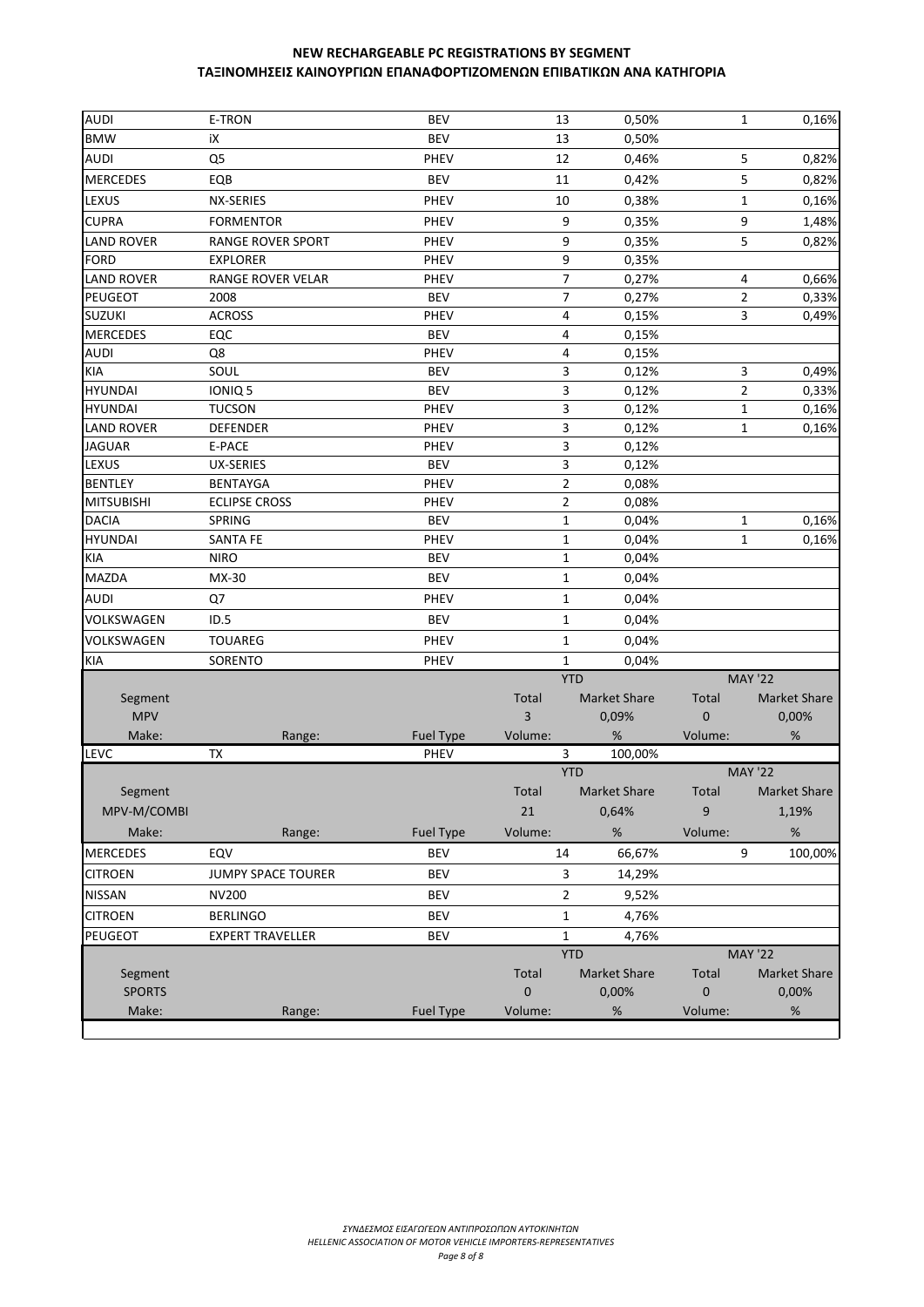# NEW RECHARGEABLE PC REGISTRATIONS BY SEGMENT
# ΤΑΞΙΝΟΜΗΣΕΙΣ ΚΑΙΝΟΥΡΓΙΩΝ ΕΠΑΝΑΦΟΡΤΙΖΟΜΕΝΩΝ ΕΠΙΒΑΤΙΚΩΝ ΑΝΑ ΚΑΤΗΓΟΡΙΑ

| | | | | | | |
|---|---|---|---|---|---|---|
| AUDI | E-TRON | BEV | 13 | 0,50% | 1 | 0,16% |
| BMW | iX | BEV | 13 | 0,50% | | |
| AUDI | Q5 | PHEV | 12 | 0,46% | 5 | 0,82% |
| MERCEDES | EQB | BEV | 11 | 0,42% | 5 | 0,82% |
| LEXUS | NX-SERIES | PHEV | 10 | 0,38% | 1 | 0,16% |
| CUPRA | FORMENTOR | PHEV | 9 | 0,35% | 9 | 1,48% |
| LAND ROVER | RANGE ROVER SPORT | PHEV | 9 | 0,35% | 5 | 0,82% |
| FORD | EXPLORER | PHEV | 9 | 0,35% | | |
| LAND ROVER | RANGE ROVER VELAR | PHEV | 7 | 0,27% | 4 | 0,66% |
| PEUGEOT | 2008 | BEV | 7 | 0,27% | 2 | 0,33% |
| SUZUKI | ACROSS | PHEV | 4 | 0,15% | 3 | 0,49% |
| MERCEDES | EQC | BEV | 4 | 0,15% | | |
| AUDI | Q8 | PHEV | 4 | 0,15% | | |
| KIA | SOUL | BEV | 3 | 0,12% | 3 | 0,49% |
| HYUNDAI | IONIQ 5 | BEV | 3 | 0,12% | 2 | 0,33% |
| HYUNDAI | TUCSON | PHEV | 3 | 0,12% | 1 | 0,16% |
| LAND ROVER | DEFENDER | PHEV | 3 | 0,12% | 1 | 0,16% |
| JAGUAR | E-PACE | PHEV | 3 | 0,12% | | |
| LEXUS | UX-SERIES | BEV | 3 | 0,12% | | |
| BENTLEY | BENTAYGA | PHEV | 2 | 0,08% | | |
| MITSUBISHI | ECLIPSE CROSS | PHEV | 2 | 0,08% | | |
| DACIA | SPRING | BEV | 1 | 0,04% | 1 | 0,16% |
| HYUNDAI | SANTA FE | PHEV | 1 | 0,04% | 1 | 0,16% |
| KIA | NIRO | BEV | 1 | 0,04% | | |
| MAZDA | MX-30 | BEV | 1 | 0,04% | | |
| AUDI | Q7 | PHEV | 1 | 0,04% | | |
| VOLKSWAGEN | ID.5 | BEV | 1 | 0,04% | | |
| VOLKSWAGEN | TOUAREG | PHEV | 1 | 0,04% | | |
| KIA | SORENTO | PHEV | 1 | 0,04% | | |

| Segment | | | YTD | | MAY '22 | |
|---|---|---|---|---|---|---|
| | | | Total | Market Share | Total | Market Share |
| MPV | | | 3 | 0,09% | 0 | 0,00% |
| Make: | Range: | Fuel Type | Volume: | % | Volume: | % |
| LEVC | TX | PHEV | 3 | 100,00% | | |

| Segment | | | YTD | | MAY '22 | |
|---|---|---|---|---|---|---|
| | | | Total | Market Share | Total | Market Share |
| MPV-M/COMBI | | | 21 | 0,64% | 9 | 1,19% |
| Make: | Range: | Fuel Type | Volume: | % | Volume: | % |
| MERCEDES | EQV | BEV | 14 | 66,67% | 9 | 100,00% |
| CITROEN | JUMPY SPACE TOURER | BEV | 3 | 14,29% | | |
| NISSAN | NV200 | BEV | 2 | 9,52% | | |
| CITROEN | BERLINGO | BEV | 1 | 4,76% | | |
| PEUGEOT | EXPERT TRAVELLER | BEV | 1 | 4,76% | | |

| Segment | | | YTD | | MAY '22 | |
|---|---|---|---|---|---|---|
| | | | Total | Market Share | Total | Market Share |
| SPORTS | | | 0 | 0,00% | 0 | 0,00% |
| Make: | Range: | Fuel Type | Volume: | % | Volume: | % |

*ΣΥΝΔΕΣΜΟΣ ΕΙΣΑΓΩΓΕΩΝ ΑΝΤΙΠΡΟΣΩΠΩΝ ΑΥΤΟΚΙΝΗΤΩΝ*
*HELLENIC ASSOCIATION OF MOTOR VEHICLE IMPORTERS-REPRESENTATIVES*